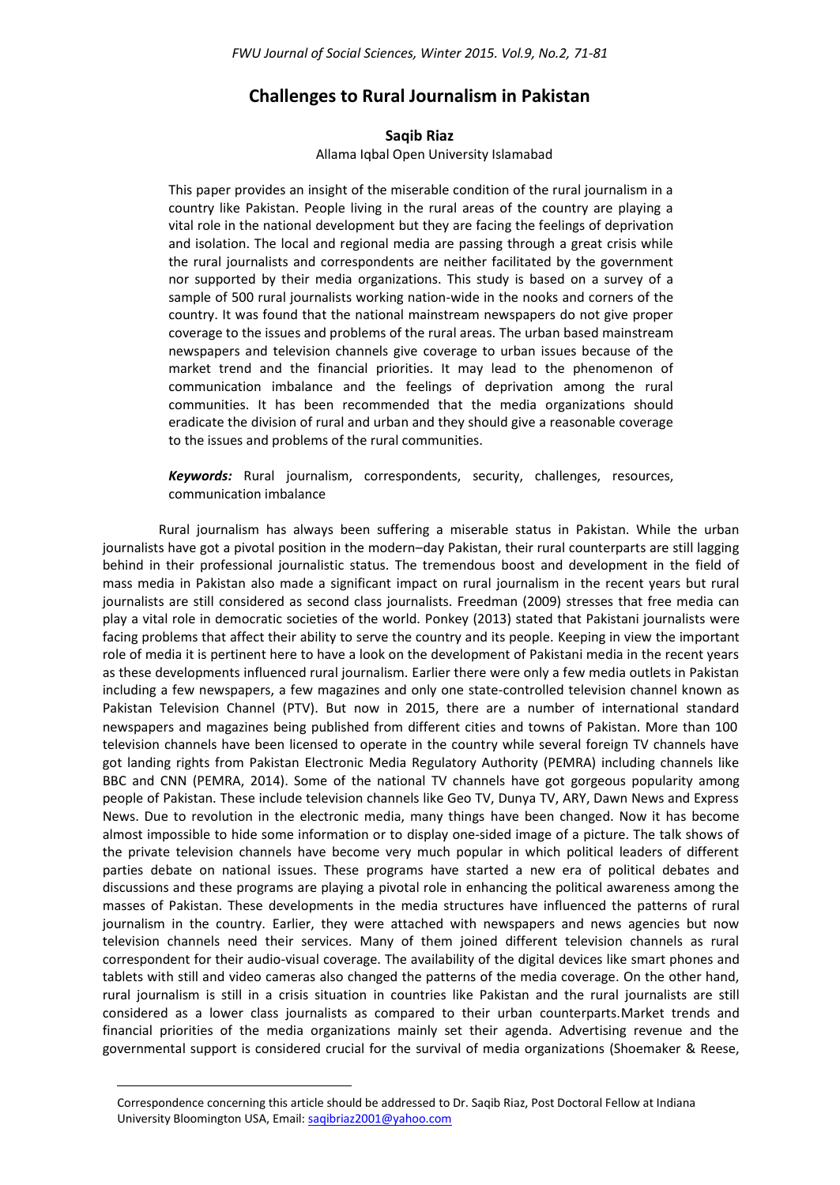# Challenges to Rural Journalism in Pakistan

**Saqib Riaz**

Allama Iqbal Open University Islamabad

This paper provides an insight of the miserable condition of the rural journalism in a country like Pakistan. People living in the rural areas of the country are playing a vital role in the national development but they are facing the feelings of deprivation and isolation. The local and regional media are passing through a great crisis while the rural journalists and correspondents are neither facilitated by the government nor supported by their media organizations. This study is based on a survey of a sample of 500 rural journalists working nation-wide in the nooks and corners of the country. It was found that the national mainstream newspapers do not give proper coverage to the issues and problems of the rural areas. The urban based mainstream newspapers and television channels give coverage to urban issues because of the market trend and the financial priorities. It may lead to the phenomenon of communication imbalance and the feelings of deprivation among the rural communities. It has been recommended that the media organizations should eradicate the division of rural and urban and they should give a reasonable coverage to the issues and problems of the rural communities.

***Keywords:*** Rural journalism, correspondents, security, challenges, resources, communication imbalance

Rural journalism has always been suffering a miserable status in Pakistan. While the urban journalists have got a pivotal position in the modern–day Pakistan, their rural counterparts are still lagging behind in their professional journalistic status. The tremendous boost and development in the field of mass media in Pakistan also made a significant impact on rural journalism in the recent years but rural journalists are still considered as second class journalists. Freedman (2009) stresses that free media can play a vital role in democratic societies of the world. Ponkey (2013) stated that Pakistani journalists were facing problems that affect their ability to serve the country and its people. Keeping in view the important role of media it is pertinent here to have a look on the development of Pakistani media in the recent years as these developments influenced rural journalism. Earlier there were only a few media outlets in Pakistan including a few newspapers, a few magazines and only one state-controlled television channel known as Pakistan Television Channel (PTV). But now in 2015, there are a number of international standard newspapers and magazines being published from different cities and towns of Pakistan. More than 100 television channels have been licensed to operate in the country while several foreign TV channels have got landing rights from Pakistan Electronic Media Regulatory Authority (PEMRA) including channels like BBC and CNN (PEMRA, 2014). Some of the national TV channels have got gorgeous popularity among people of Pakistan. These include television channels like Geo TV, Dunya TV, ARY, Dawn News and Express News. Due to revolution in the electronic media, many things have been changed. Now it has become almost impossible to hide some information or to display one-sided image of a picture. The talk shows of the private television channels have become very much popular in which political leaders of different parties debate on national issues. These programs have started a new era of political debates and discussions and these programs are playing a pivotal role in enhancing the political awareness among the masses of Pakistan. These developments in the media structures have influenced the patterns of rural journalism in the country. Earlier, they were attached with newspapers and news agencies but now television channels need their services. Many of them joined different television channels as rural correspondent for their audio-visual coverage. The availability of the digital devices like smart phones and tablets with still and video cameras also changed the patterns of the media coverage. On the other hand, rural journalism is still in a crisis situation in countries like Pakistan and the rural journalists are still considered as a lower class journalists as compared to their urban counterparts.Market trends and financial priorities of the media organizations mainly set their agenda. Advertising revenue and the governmental support is considered crucial for the survival of media organizations (Shoemaker & Reese,

Correspondence concerning this article should be addressed to Dr. Saqib Riaz, Post Doctoral Fellow at Indiana University Bloomington USA, Email: saqibriaz2001@yahoo.com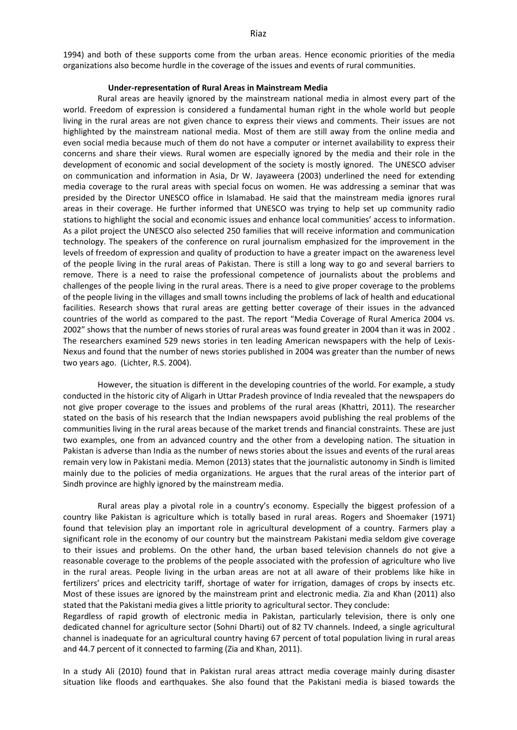1994) and both of these supports come from the urban areas. Hence economic priorities of the media organizations also become hurdle in the coverage of the issues and events of rural communities.

**Under-representation of Rural Areas in Mainstream Media**

Rural areas are heavily ignored by the mainstream national media in almost every part of the world. Freedom of expression is considered a fundamental human right in the whole world but people living in the rural areas are not given chance to express their views and comments. Their issues are not highlighted by the mainstream national media. Most of them are still away from the online media and even social media because much of them do not have a computer or internet availability to express their concerns and share their views. Rural women are especially ignored by the media and their role in the development of economic and social development of the society is mostly ignored. The UNESCO adviser on communication and information in Asia, Dr W. Jayaweera (2003) underlined the need for extending media coverage to the rural areas with special focus on women. He was addressing a seminar that was presided by the Director UNESCO office in Islamabad. He said that the mainstream media ignores rural areas in their coverage. He further informed that UNESCO was trying to help set up community radio stations to highlight the social and economic issues and enhance local communities' access to information. As a pilot project the UNESCO also selected 250 families that will receive information and communication technology. The speakers of the conference on rural journalism emphasized for the improvement in the levels of freedom of expression and quality of production to have a greater impact on the awareness level of the people living in the rural areas of Pakistan. There is still a long way to go and several barriers to remove. There is a need to raise the professional competence of journalists about the problems and challenges of the people living in the rural areas. There is a need to give proper coverage to the problems of the people living in the villages and small towns including the problems of lack of health and educational facilities. Research shows that rural areas are getting better coverage of their issues in the advanced countries of the world as compared to the past. The report "Media Coverage of Rural America 2004 vs. 2002" shows that the number of news stories of rural areas was found greater in 2004 than it was in 2002 . The researchers examined 529 news stories in ten leading American newspapers with the help of Lexis-Nexus and found that the number of news stories published in 2004 was greater than the number of news two years ago. (Lichter, R.S. 2004).

However, the situation is different in the developing countries of the world. For example, a study conducted in the historic city of Aligarh in Uttar Pradesh province of India revealed that the newspapers do not give proper coverage to the issues and problems of the rural areas (Khattri, 2011). The researcher stated on the basis of his research that the Indian newspapers avoid publishing the real problems of the communities living in the rural areas because of the market trends and financial constraints. These are just two examples, one from an advanced country and the other from a developing nation. The situation in Pakistan is adverse than India as the number of news stories about the issues and events of the rural areas remain very low in Pakistani media. Memon (2013) states that the journalistic autonomy in Sindh is limited mainly due to the policies of media organizations. He argues that the rural areas of the interior part of Sindh province are highly ignored by the mainstream media.

Rural areas play a pivotal role in a country's economy. Especially the biggest profession of a country like Pakistan is agriculture which is totally based in rural areas. Rogers and Shoemaker (1971) found that television play an important role in agricultural development of a country. Farmers play a significant role in the economy of our country but the mainstream Pakistani media seldom give coverage to their issues and problems. On the other hand, the urban based television channels do not give a reasonable coverage to the problems of the people associated with the profession of agriculture who live in the rural areas. People living in the urban areas are not at all aware of their problems like hike in fertilizers' prices and electricity tariff, shortage of water for irrigation, damages of crops by insects etc. Most of these issues are ignored by the mainstream print and electronic media. Zia and Khan (2011) also stated that the Pakistani media gives a little priority to agricultural sector. They conclude:

Regardless of rapid growth of electronic media in Pakistan, particularly television, there is only one dedicated channel for agriculture sector (Sohni Dharti) out of 82 TV channels. Indeed, a single agricultural channel is inadequate for an agricultural country having 67 percent of total population living in rural areas and 44.7 percent of it connected to farming (Zia and Khan, 2011).

In a study Ali (2010) found that in Pakistan rural areas attract media coverage mainly during disaster situation like floods and earthquakes. She also found that the Pakistani media is biased towards the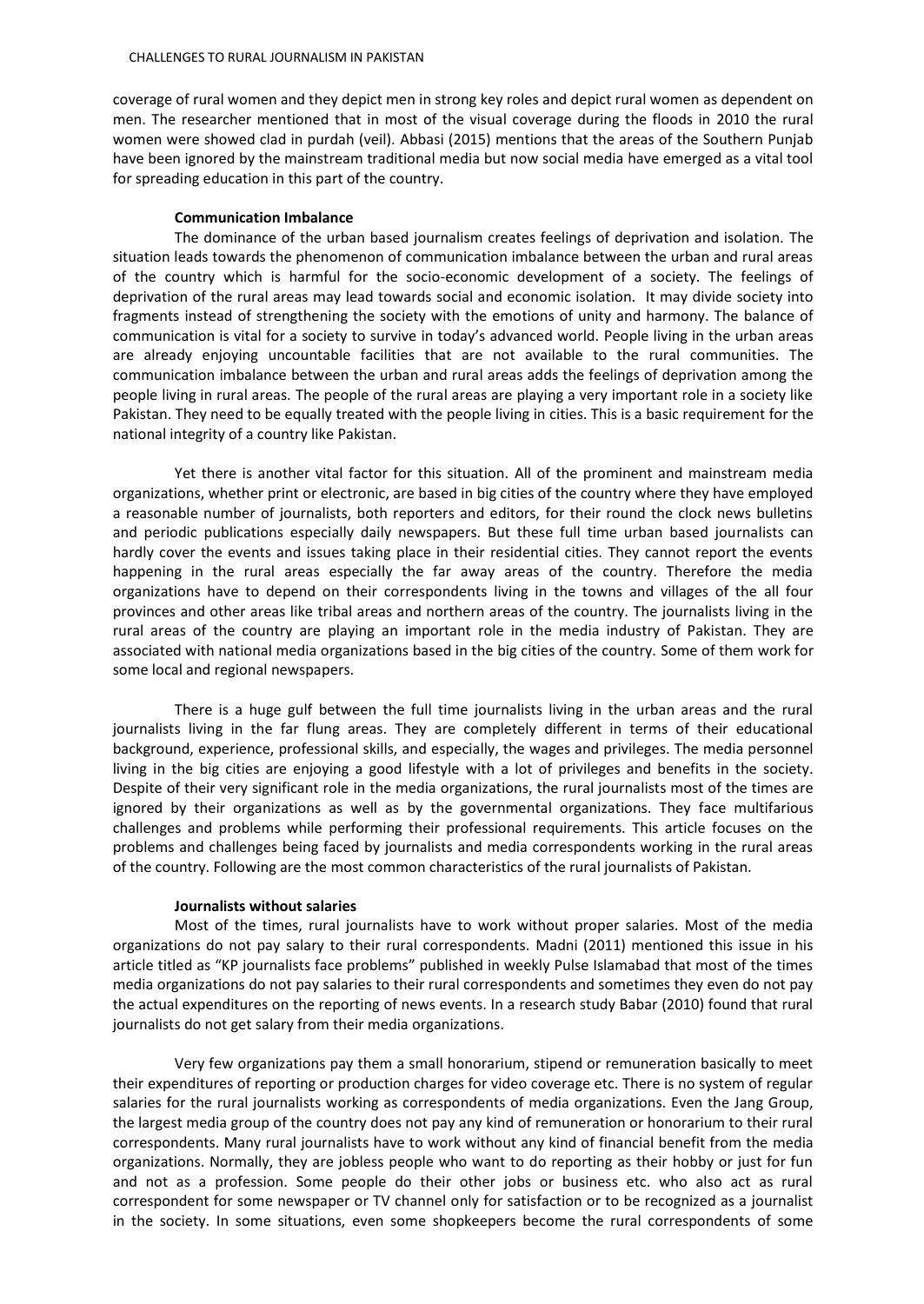coverage of rural women and they depict men in strong key roles and depict rural women as dependent on men. The researcher mentioned that in most of the visual coverage during the floods in 2010 the rural women were showed clad in purdah (veil). Abbasi (2015) mentions that the areas of the Southern Punjab have been ignored by the mainstream traditional media but now social media have emerged as a vital tool for spreading education in this part of the country.

**Communication Imbalance**

The dominance of the urban based journalism creates feelings of deprivation and isolation. The situation leads towards the phenomenon of communication imbalance between the urban and rural areas of the country which is harmful for the socio-economic development of a society. The feelings of deprivation of the rural areas may lead towards social and economic isolation. It may divide society into fragments instead of strengthening the society with the emotions of unity and harmony. The balance of communication is vital for a society to survive in today's advanced world. People living in the urban areas are already enjoying uncountable facilities that are not available to the rural communities. The communication imbalance between the urban and rural areas adds the feelings of deprivation among the people living in rural areas. The people of the rural areas are playing a very important role in a society like Pakistan. They need to be equally treated with the people living in cities. This is a basic requirement for the national integrity of a country like Pakistan.

Yet there is another vital factor for this situation. All of the prominent and mainstream media organizations, whether print or electronic, are based in big cities of the country where they have employed a reasonable number of journalists, both reporters and editors, for their round the clock news bulletins and periodic publications especially daily newspapers. But these full time urban based journalists can hardly cover the events and issues taking place in their residential cities. They cannot report the events happening in the rural areas especially the far away areas of the country. Therefore the media organizations have to depend on their correspondents living in the towns and villages of the all four provinces and other areas like tribal areas and northern areas of the country. The journalists living in the rural areas of the country are playing an important role in the media industry of Pakistan. They are associated with national media organizations based in the big cities of the country. Some of them work for some local and regional newspapers.

There is a huge gulf between the full time journalists living in the urban areas and the rural journalists living in the far flung areas. They are completely different in terms of their educational background, experience, professional skills, and especially, the wages and privileges. The media personnel living in the big cities are enjoying a good lifestyle with a lot of privileges and benefits in the society. Despite of their very significant role in the media organizations, the rural journalists most of the times are ignored by their organizations as well as by the governmental organizations. They face multifarious challenges and problems while performing their professional requirements. This article focuses on the problems and challenges being faced by journalists and media correspondents working in the rural areas of the country. Following are the most common characteristics of the rural journalists of Pakistan.

**Journalists without salaries**

Most of the times, rural journalists have to work without proper salaries. Most of the media organizations do not pay salary to their rural correspondents. Madni (2011) mentioned this issue in his article titled as "KP journalists face problems" published in weekly Pulse Islamabad that most of the times media organizations do not pay salaries to their rural correspondents and sometimes they even do not pay the actual expenditures on the reporting of news events. In a research study Babar (2010) found that rural journalists do not get salary from their media organizations.

Very few organizations pay them a small honorarium, stipend or remuneration basically to meet their expenditures of reporting or production charges for video coverage etc. There is no system of regular salaries for the rural journalists working as correspondents of media organizations. Even the Jang Group, the largest media group of the country does not pay any kind of remuneration or honorarium to their rural correspondents. Many rural journalists have to work without any kind of financial benefit from the media organizations. Normally, they are jobless people who want to do reporting as their hobby or just for fun and not as a profession. Some people do their other jobs or business etc. who also act as rural correspondent for some newspaper or TV channel only for satisfaction or to be recognized as a journalist in the society. In some situations, even some shopkeepers become the rural correspondents of some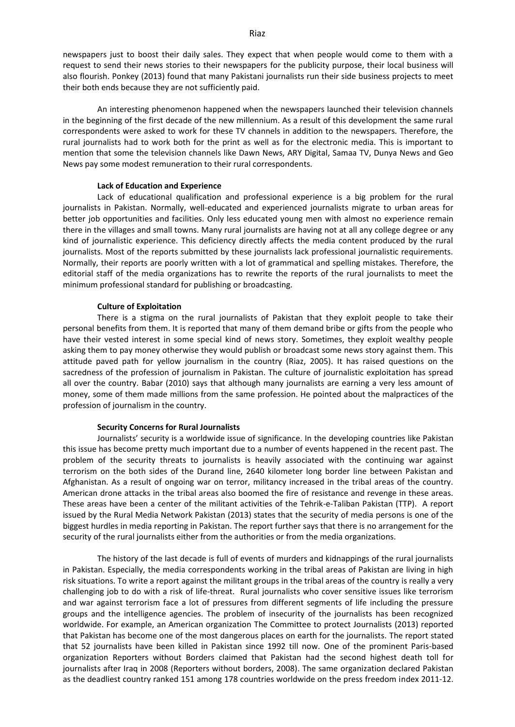newspapers just to boost their daily sales. They expect that when people would come to them with a request to send their news stories to their newspapers for the publicity purpose, their local business will also flourish. Ponkey (2013) found that many Pakistani journalists run their side business projects to meet their both ends because they are not sufficiently paid.

An interesting phenomenon happened when the newspapers launched their television channels in the beginning of the first decade of the new millennium. As a result of this development the same rural correspondents were asked to work for these TV channels in addition to the newspapers. Therefore, the rural journalists had to work both for the print as well as for the electronic media. This is important to mention that some the television channels like Dawn News, ARY Digital, Samaa TV, Dunya News and Geo News pay some modest remuneration to their rural correspondents.

### Lack of Education and Experience

Lack of educational qualification and professional experience is a big problem for the rural journalists in Pakistan. Normally, well-educated and experienced journalists migrate to urban areas for better job opportunities and facilities. Only less educated young men with almost no experience remain there in the villages and small towns. Many rural journalists are having not at all any college degree or any kind of journalistic experience. This deficiency directly affects the media content produced by the rural journalists. Most of the reports submitted by these journalists lack professional journalistic requirements. Normally, their reports are poorly written with a lot of grammatical and spelling mistakes. Therefore, the editorial staff of the media organizations has to rewrite the reports of the rural journalists to meet the minimum professional standard for publishing or broadcasting.

### Culture of Exploitation

There is a stigma on the rural journalists of Pakistan that they exploit people to take their personal benefits from them. It is reported that many of them demand bribe or gifts from the people who have their vested interest in some special kind of news story. Sometimes, they exploit wealthy people asking them to pay money otherwise they would publish or broadcast some news story against them. This attitude paved path for yellow journalism in the country (Riaz, 2005). It has raised questions on the sacredness of the profession of journalism in Pakistan. The culture of journalistic exploitation has spread all over the country. Babar (2010) says that although many journalists are earning a very less amount of money, some of them made millions from the same profession. He pointed about the malpractices of the profession of journalism in the country.

### Security Concerns for Rural Journalists

Journalists' security is a worldwide issue of significance. In the developing countries like Pakistan this issue has become pretty much important due to a number of events happened in the recent past. The problem of the security threats to journalists is heavily associated with the continuing war against terrorism on the both sides of the Durand line, 2640 kilometer long border line between Pakistan and Afghanistan. As a result of ongoing war on terror, militancy increased in the tribal areas of the country. American drone attacks in the tribal areas also boomed the fire of resistance and revenge in these areas. These areas have been a center of the militant activities of the Tehrik-e-Taliban Pakistan (TTP). A report issued by the Rural Media Network Pakistan (2013) states that the security of media persons is one of the biggest hurdles in media reporting in Pakistan. The report further says that there is no arrangement for the security of the rural journalists either from the authorities or from the media organizations.

The history of the last decade is full of events of murders and kidnappings of the rural journalists in Pakistan. Especially, the media correspondents working in the tribal areas of Pakistan are living in high risk situations. To write a report against the militant groups in the tribal areas of the country is really a very challenging job to do with a risk of life-threat. Rural journalists who cover sensitive issues like terrorism and war against terrorism face a lot of pressures from different segments of life including the pressure groups and the intelligence agencies. The problem of insecurity of the journalists has been recognized worldwide. For example, an American organization The Committee to protect Journalists (2013) reported that Pakistan has become one of the most dangerous places on earth for the journalists. The report stated that 52 journalists have been killed in Pakistan since 1992 till now. One of the prominent Paris-based organization Reporters without Borders claimed that Pakistan had the second highest death toll for journalists after Iraq in 2008 (Reporters without borders, 2008). The same organization declared Pakistan as the deadliest country ranked 151 among 178 countries worldwide on the press freedom index 2011-12.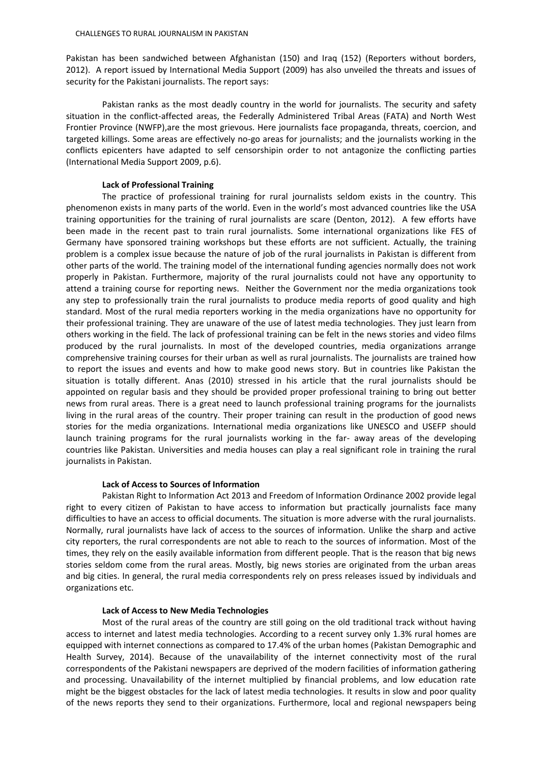Pakistan has been sandwiched between Afghanistan (150) and Iraq (152) (Reporters without borders, 2012). A report issued by International Media Support (2009) has also unveiled the threats and issues of security for the Pakistani journalists. The report says:

> Pakistan ranks as the most deadly country in the world for journalists. The security and safety situation in the conflict-affected areas, the Federally Administered Tribal Areas (FATA) and North West Frontier Province (NWFP),are the most grievous. Here journalists face propaganda, threats, coercion, and targeted killings. Some areas are effectively no-go areas for journalists; and the journalists working in the conflicts epicenters have adapted to self censorshipin order to not antagonize the conflicting parties (International Media Support 2009, p.6).

**Lack of Professional Training**

The practice of professional training for rural journalists seldom exists in the country. This phenomenon exists in many parts of the world. Even in the world's most advanced countries like the USA training opportunities for the training of rural journalists are scare (Denton, 2012). A few efforts have been made in the recent past to train rural journalists. Some international organizations like FES of Germany have sponsored training workshops but these efforts are not sufficient. Actually, the training problem is a complex issue because the nature of job of the rural journalists in Pakistan is different from other parts of the world. The training model of the international funding agencies normally does not work properly in Pakistan. Furthermore, majority of the rural journalists could not have any opportunity to attend a training course for reporting news. Neither the Government nor the media organizations took any step to professionally train the rural journalists to produce media reports of good quality and high standard. Most of the rural media reporters working in the media organizations have no opportunity for their professional training. They are unaware of the use of latest media technologies. They just learn from others working in the field. The lack of professional training can be felt in the news stories and video films produced by the rural journalists. In most of the developed countries, media organizations arrange comprehensive training courses for their urban as well as rural journalists. The journalists are trained how to report the issues and events and how to make good news story. But in countries like Pakistan the situation is totally different. Anas (2010) stressed in his article that the rural journalists should be appointed on regular basis and they should be provided proper professional training to bring out better news from rural areas. There is a great need to launch professional training programs for the journalists living in the rural areas of the country. Their proper training can result in the production of good news stories for the media organizations. International media organizations like UNESCO and USEFP should launch training programs for the rural journalists working in the far- away areas of the developing countries like Pakistan. Universities and media houses can play a real significant role in training the rural journalists in Pakistan.

**Lack of Access to Sources of Information**

Pakistan Right to Information Act 2013 and Freedom of Information Ordinance 2002 provide legal right to every citizen of Pakistan to have access to information but practically journalists face many difficulties to have an access to official documents. The situation is more adverse with the rural journalists. Normally, rural journalists have lack of access to the sources of information. Unlike the sharp and active city reporters, the rural correspondents are not able to reach to the sources of information. Most of the times, they rely on the easily available information from different people. That is the reason that big news stories seldom come from the rural areas. Mostly, big news stories are originated from the urban areas and big cities. In general, the rural media correspondents rely on press releases issued by individuals and organizations etc.

**Lack of Access to New Media Technologies**

Most of the rural areas of the country are still going on the old traditional track without having access to internet and latest media technologies. According to a recent survey only 1.3% rural homes are equipped with internet connections as compared to 17.4% of the urban homes (Pakistan Demographic and Health Survey, 2014). Because of the unavailability of the internet connectivity most of the rural correspondents of the Pakistani newspapers are deprived of the modern facilities of information gathering and processing. Unavailability of the internet multiplied by financial problems, and low education rate might be the biggest obstacles for the lack of latest media technologies. It results in slow and poor quality of the news reports they send to their organizations. Furthermore, local and regional newspapers being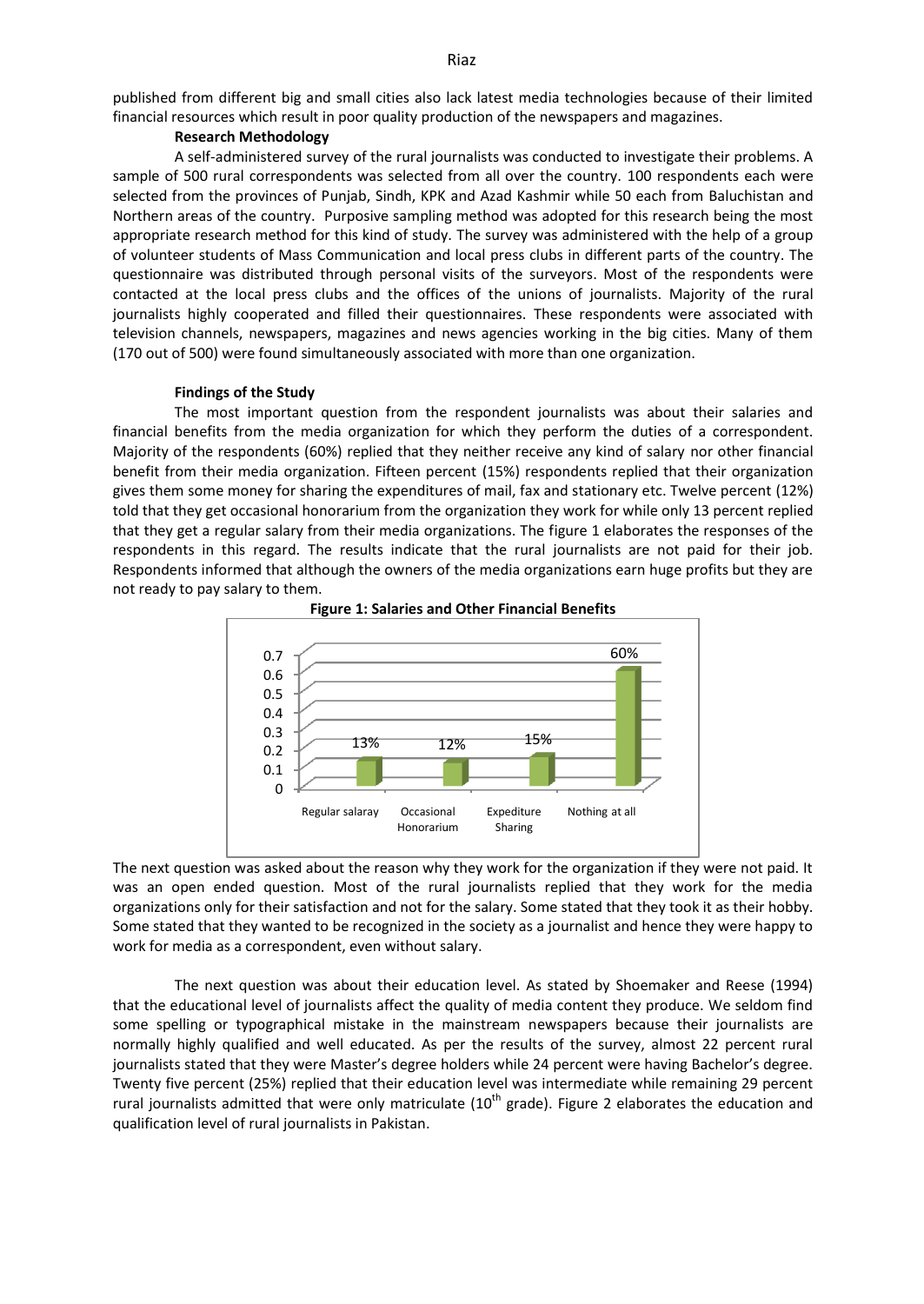published from different big and small cities also lack latest media technologies because of their limited financial resources which result in poor quality production of the newspapers and magazines.

**Research Methodology**

A self-administered survey of the rural journalists was conducted to investigate their problems. A sample of 500 rural correspondents was selected from all over the country. 100 respondents each were selected from the provinces of Punjab, Sindh, KPK and Azad Kashmir while 50 each from Baluchistan and Northern areas of the country. Purposive sampling method was adopted for this research being the most appropriate research method for this kind of study. The survey was administered with the help of a group of volunteer students of Mass Communication and local press clubs in different parts of the country. The questionnaire was distributed through personal visits of the surveyors. Most of the respondents were contacted at the local press clubs and the offices of the unions of journalists. Majority of the rural journalists highly cooperated and filled their questionnaires. These respondents were associated with television channels, newspapers, magazines and news agencies working in the big cities. Many of them (170 out of 500) were found simultaneously associated with more than one organization.

**Findings of the Study**

The most important question from the respondent journalists was about their salaries and financial benefits from the media organization for which they perform the duties of a correspondent. Majority of the respondents (60%) replied that they neither receive any kind of salary nor other financial benefit from their media organization. Fifteen percent (15%) respondents replied that their organization gives them some money for sharing the expenditures of mail, fax and stationary etc. Twelve percent (12%) told that they get occasional honorarium from the organization they work for while only 13 percent replied that they get a regular salary from their media organizations. The figure 1 elaborates the responses of the respondents in this regard. The results indicate that the rural journalists are not paid for their job. Respondents informed that although the owners of the media organizations earn huge profits but they are not ready to pay salary to them.

**Figure 1: Salaries and Other Financial Benefits**

| Regular salaray | Occasional Honorarium | Expediture Sharing | Nothing at all |
|---|---|---|---|
| 13% | 12% | 15% | 60% |

The next question was asked about the reason why they work for the organization if they were not paid. It was an open ended question. Most of the rural journalists replied that they work for the media organizations only for their satisfaction and not for the salary. Some stated that they took it as their hobby. Some stated that they wanted to be recognized in the society as a journalist and hence they were happy to work for media as a correspondent, even without salary.

The next question was about their education level. As stated by Shoemaker and Reese (1994) that the educational level of journalists affect the quality of media content they produce. We seldom find some spelling or typographical mistake in the mainstream newspapers because their journalists are normally highly qualified and well educated. As per the results of the survey, almost 22 percent rural journalists stated that they were Master's degree holders while 24 percent were having Bachelor's degree. Twenty five percent (25%) replied that their education level was intermediate while remaining 29 percent rural journalists admitted that were only matriculate ($10^{th}$ grade). Figure 2 elaborates the education and qualification level of rural journalists in Pakistan.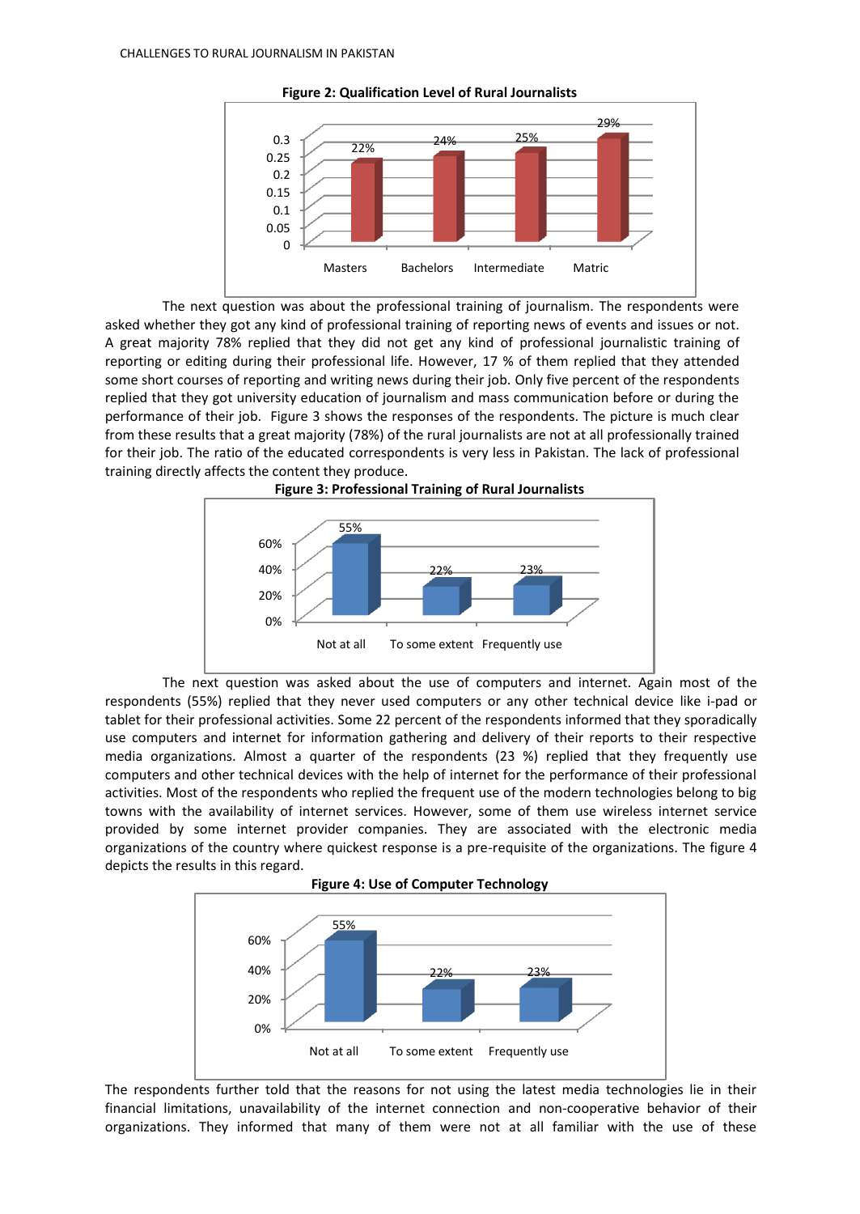**Figure 2: Qualification Level of Rural Journalists**

| Qualification | Percentage |
|---|---|
| Masters | 22% |
| Bachelors | 24% |
| Intermediate | 25% |
| Matric | 29% |

The next question was about the professional training of journalism. The respondents were asked whether they got any kind of professional training of reporting news of events and issues or not. A great majority 78% replied that they did not get any kind of professional journalistic training of reporting or editing during their professional life. However, 17 % of them replied that they attended some short courses of reporting and writing news during their job. Only five percent of the respondents replied that they got university education of journalism and mass communication before or during the performance of their job. Figure 3 shows the responses of the respondents. The picture is much clear from these results that a great majority (78%) of the rural journalists are not at all professionally trained for their job. The ratio of the educated correspondents is very less in Pakistan. The lack of professional training directly affects the content they produce.

**Figure 3: Professional Training of Rural Journalists**

| Response | Percentage |
|---|---|
| Not at all | 55% |
| To some extent | 22% |
| Frequently use | 23% |

The next question was asked about the use of computers and internet. Again most of the respondents (55%) replied that they never used computers or any other technical device like i-pad or tablet for their professional activities. Some 22 percent of the respondents informed that they sporadically use computers and internet for information gathering and delivery of their reports to their respective media organizations. Almost a quarter of the respondents (23 %) replied that they frequently use computers and other technical devices with the help of internet for the performance of their professional activities. Most of the respondents who replied the frequent use of the modern technologies belong to big towns with the availability of internet services. However, some of them use wireless internet service provided by some internet provider companies. They are associated with the electronic media organizations of the country where quickest response is a pre-requisite of the organizations. The figure 4 depicts the results in this regard.

**Figure 4: Use of Computer Technology**

| Response | Percentage |
|---|---|
| Not at all | 55% |
| To some extent | 22% |
| Frequently use | 23% |

The respondents further told that the reasons for not using the latest media technologies lie in their financial limitations, unavailability of the internet connection and non-cooperative behavior of their organizations. They informed that many of them were not at all familiar with the use of these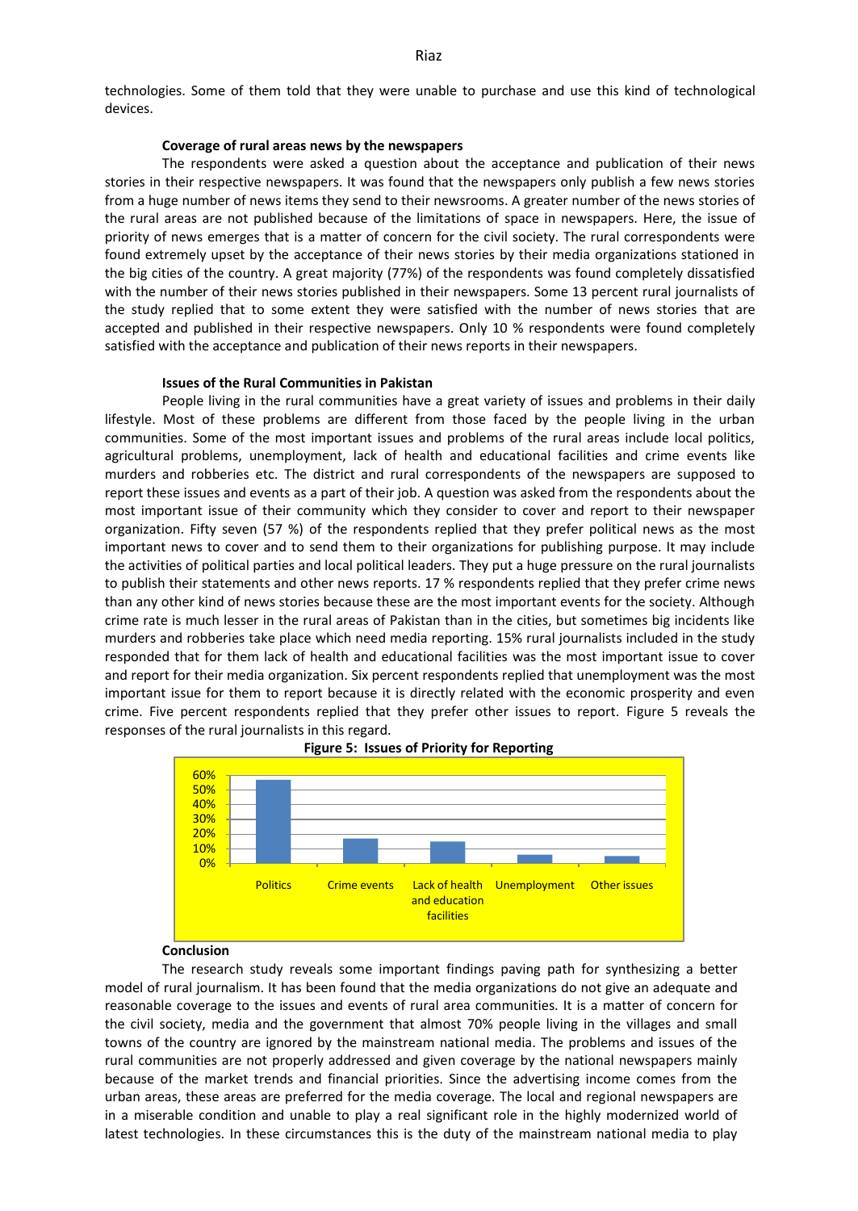technologies. Some of them told that they were unable to purchase and use this kind of technological devices.

### Coverage of rural areas news by the newspapers

The respondents were asked a question about the acceptance and publication of their news stories in their respective newspapers. It was found that the newspapers only publish a few news stories from a huge number of news items they send to their newsrooms. A greater number of the news stories of the rural areas are not published because of the limitations of space in newspapers. Here, the issue of priority of news emerges that is a matter of concern for the civil society. The rural correspondents were found extremely upset by the acceptance of their news stories by their media organizations stationed in the big cities of the country. A great majority (77%) of the respondents was found completely dissatisfied with the number of their news stories published in their newspapers. Some 13 percent rural journalists of the study replied that to some extent they were satisfied with the number of news stories that are accepted and published in their respective newspapers. Only 10 % respondents were found completely satisfied with the acceptance and publication of their news reports in their newspapers.

### Issues of the Rural Communities in Pakistan

People living in the rural communities have a great variety of issues and problems in their daily lifestyle. Most of these problems are different from those faced by the people living in the urban communities. Some of the most important issues and problems of the rural areas include local politics, agricultural problems, unemployment, lack of health and educational facilities and crime events like murders and robberies etc. The district and rural correspondents of the newspapers are supposed to report these issues and events as a part of their job. A question was asked from the respondents about the most important issue of their community which they consider to cover and report to their newspaper organization. Fifty seven (57 %) of the respondents replied that they prefer political news as the most important news to cover and to send them to their organizations for publishing purpose. It may include the activities of political parties and local political leaders. They put a huge pressure on the rural journalists to publish their statements and other news reports. 17 % respondents replied that they prefer crime news than any other kind of news stories because these are the most important events for the society. Although crime rate is much lesser in the rural areas of Pakistan than in the cities, but sometimes big incidents like murders and robberies take place which need media reporting. 15% rural journalists included in the study responded that for them lack of health and educational facilities was the most important issue to cover and report for their media organization. Six percent respondents replied that unemployment was the most important issue for them to report because it is directly related with the economic prosperity and even crime. Five percent respondents replied that they prefer other issues to report. Figure 5 reveals the responses of the rural journalists in this regard.

**Figure 5: Issues of Priority for Reporting**

| Issue | Percentage |
|---|---|
| Politics | 57% |
| Crime events | 17% |
| Lack of health and education facilities | 15% |
| Unemployment | 6% |
| Other issues | 5% |

### Conclusion

The research study reveals some important findings paving path for synthesizing a better model of rural journalism. It has been found that the media organizations do not give an adequate and reasonable coverage to the issues and events of rural area communities. It is a matter of concern for the civil society, media and the government that almost 70% people living in the villages and small towns of the country are ignored by the mainstream national media. The problems and issues of the rural communities are not properly addressed and given coverage by the national newspapers mainly because of the market trends and financial priorities. Since the advertising income comes from the urban areas, these areas are preferred for the media coverage. The local and regional newspapers are in a miserable condition and unable to play a real significant role in the highly modernized world of latest technologies. In these circumstances this is the duty of the mainstream national media to play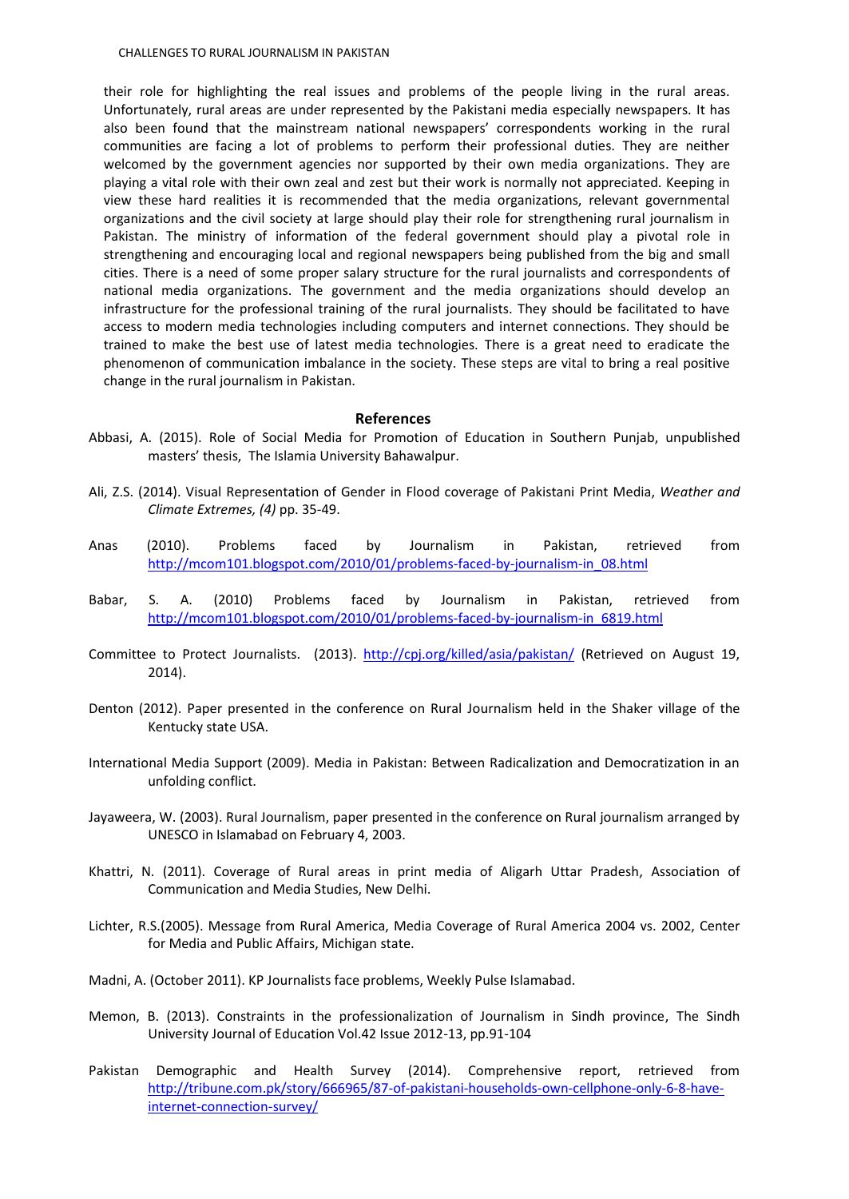their role for highlighting the real issues and problems of the people living in the rural areas. Unfortunately, rural areas are under represented by the Pakistani media especially newspapers. It has also been found that the mainstream national newspapers' correspondents working in the rural communities are facing a lot of problems to perform their professional duties. They are neither welcomed by the government agencies nor supported by their own media organizations. They are playing a vital role with their own zeal and zest but their work is normally not appreciated. Keeping in view these hard realities it is recommended that the media organizations, relevant governmental organizations and the civil society at large should play their role for strengthening rural journalism in Pakistan. The ministry of information of the federal government should play a pivotal role in strengthening and encouraging local and regional newspapers being published from the big and small cities. There is a need of some proper salary structure for the rural journalists and correspondents of national media organizations. The government and the media organizations should develop an infrastructure for the professional training of the rural journalists. They should be facilitated to have access to modern media technologies including computers and internet connections. They should be trained to make the best use of latest media technologies. There is a great need to eradicate the phenomenon of communication imbalance in the society. These steps are vital to bring a real positive change in the rural journalism in Pakistan.

## References

Abbasi, A. (2015). Role of Social Media for Promotion of Education in Southern Punjab, unpublished masters' thesis, The Islamia University Bahawalpur.

Ali, Z.S. (2014). Visual Representation of Gender in Flood coverage of Pakistani Print Media, *Weather and Climate Extremes, (4)* pp. 35-49.

Anas (2010). Problems faced by Journalism in Pakistan, retrieved from http://mcom101.blogspot.com/2010/01/problems-faced-by-journalism-in_08.html

Babar, S. A. (2010) Problems faced by Journalism in Pakistan, retrieved from http://mcom101.blogspot.com/2010/01/problems-faced-by-journalism-in_6819.html

Committee to Protect Journalists. (2013). http://cpj.org/killed/asia/pakistan/ (Retrieved on August 19, 2014).

Denton (2012). Paper presented in the conference on Rural Journalism held in the Shaker village of the Kentucky state USA.

International Media Support (2009). Media in Pakistan: Between Radicalization and Democratization in an unfolding conflict.

Jayaweera, W. (2003). Rural Journalism, paper presented in the conference on Rural journalism arranged by UNESCO in Islamabad on February 4, 2003.

Khattri, N. (2011). Coverage of Rural areas in print media of Aligarh Uttar Pradesh, Association of Communication and Media Studies, New Delhi.

Lichter, R.S.(2005). Message from Rural America, Media Coverage of Rural America 2004 vs. 2002, Center for Media and Public Affairs, Michigan state.

Madni, A. (October 2011). KP Journalists face problems, Weekly Pulse Islamabad.

Memon, B. (2013). Constraints in the professionalization of Journalism in Sindh province, The Sindh University Journal of Education Vol.42 Issue 2012-13, pp.91-104

Pakistan Demographic and Health Survey (2014). Comprehensive report, retrieved from http://tribune.com.pk/story/666965/87-of-pakistani-households-own-cellphone-only-6-8-have-internet-connection-survey/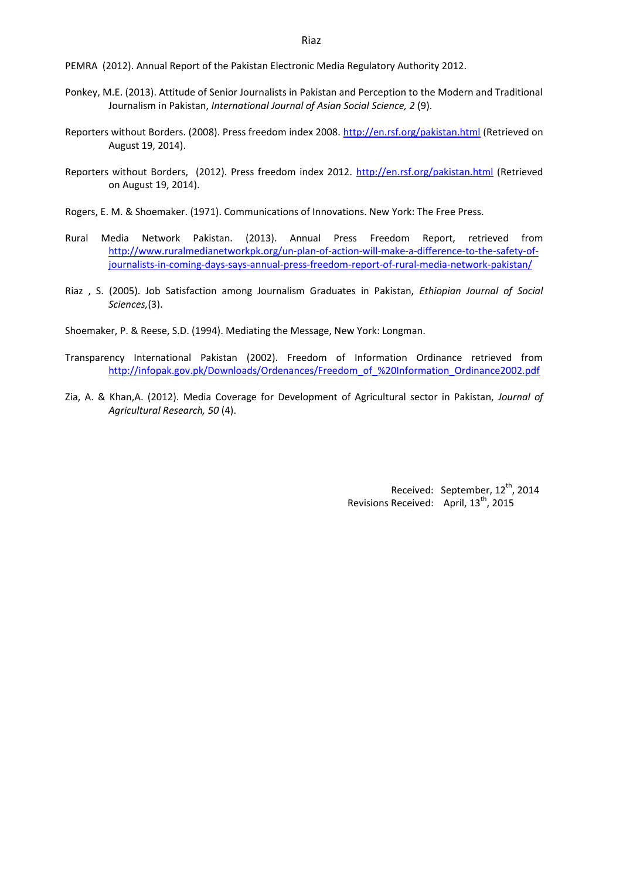PEMRA (2012). Annual Report of the Pakistan Electronic Media Regulatory Authority 2012.

Ponkey, M.E. (2013). Attitude of Senior Journalists in Pakistan and Perception to the Modern and Traditional Journalism in Pakistan, *International Journal of Asian Social Science, 2* (9).

Reporters without Borders. (2008). Press freedom index 2008. http://en.rsf.org/pakistan.html (Retrieved on August 19, 2014).

Reporters without Borders, (2012). Press freedom index 2012. http://en.rsf.org/pakistan.html (Retrieved on August 19, 2014).

Rogers, E. M. & Shoemaker. (1971). Communications of Innovations. New York: The Free Press.

Rural Media Network Pakistan. (2013). Annual Press Freedom Report, retrieved from http://www.ruralmedianetworkpk.org/un-plan-of-action-will-make-a-difference-to-the-safety-of-journalists-in-coming-days-says-annual-press-freedom-report-of-rural-media-network-pakistan/

Riaz , S. (2005). Job Satisfaction among Journalism Graduates in Pakistan, *Ethiopian Journal of Social Sciences,*(3).

Shoemaker, P. & Reese, S.D. (1994). Mediating the Message, New York: Longman.

Transparency International Pakistan (2002). Freedom of Information Ordinance retrieved from http://infopak.gov.pk/Downloads/Ordenances/Freedom_of_%20Information_Ordinance2002.pdf

Zia, A. & Khan,A. (2012). Media Coverage for Development of Agricultural sector in Pakistan, *Journal of Agricultural Research, 50* (4).

Received: September, 12th, 2014
Revisions Received: April, 13th, 2015